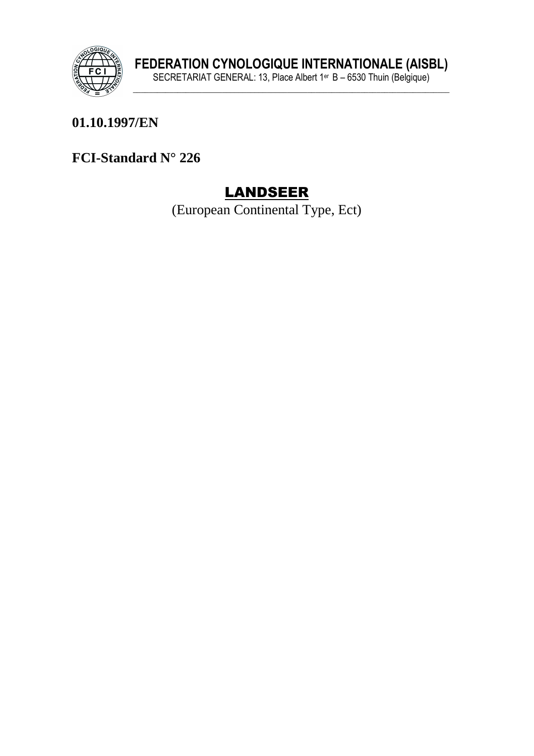**FEDERATION CYNOLOGIQUE INTERNATIONALE (AISBL)**
SECRETARIAT GENERAL: 13, Place Albert 1er B – 6530 Thuin (Belgique)

**01.10.1997/EN**

**FCI-Standard N° 226**

# LANDSEER

(European Continental Type, Ect)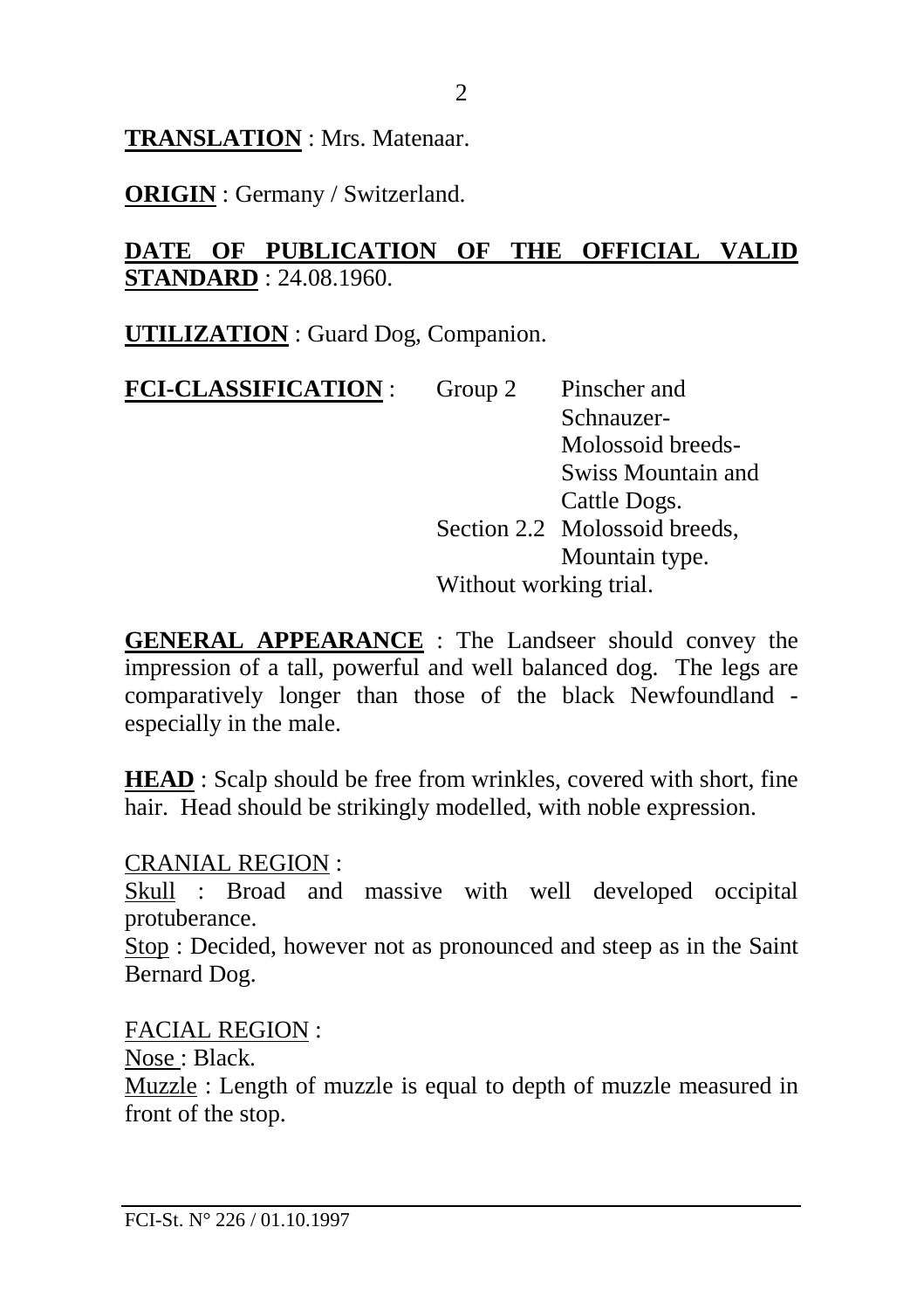**TRANSLATION** : Mrs. Matenaar.

**ORIGIN** : Germany / Switzerland.

**DATE OF PUBLICATION OF THE OFFICIAL VALID STANDARD** : 24.08.1960.

**UTILIZATION** : Guard Dog, Companion.

**FCI-CLASSIFICATION** : Group 2 Pinscher and Schnauzer-Molossoid breeds-Swiss Mountain and Cattle Dogs.
Section 2.2 Molossoid breeds, Mountain type.
Without working trial.

**GENERAL APPEARANCE** : The Landseer should convey the impression of a tall, powerful and well balanced dog. The legs are comparatively longer than those of the black Newfoundland - especially in the male.

**HEAD** : Scalp should be free from wrinkles, covered with short, fine hair. Head should be strikingly modelled, with noble expression.

CRANIAL REGION :

Skull : Broad and massive with well developed occipital protuberance.

Stop : Decided, however not as pronounced and steep as in the Saint Bernard Dog.

FACIAL REGION :

Nose : Black.

Muzzle : Length of muzzle is equal to depth of muzzle measured in front of the stop.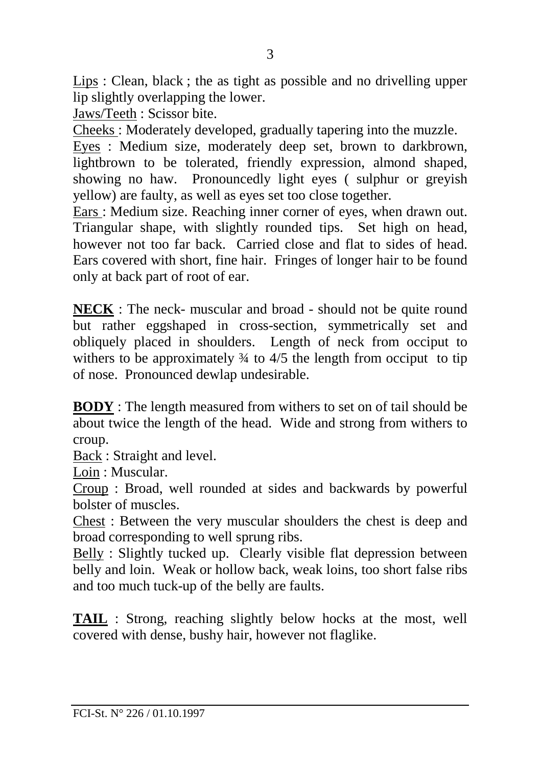Lips : Clean, black ; the as tight as possible and no drivelling upper lip slightly overlapping the lower.

Jaws/Teeth : Scissor bite.

Cheeks : Moderately developed, gradually tapering into the muzzle.

Eyes : Medium size, moderately deep set, brown to darkbrown, lightbrown to be tolerated, friendly expression, almond shaped, showing no haw. Pronouncedly light eyes ( sulphur or greyish yellow) are faulty, as well as eyes set too close together.

Ears : Medium size. Reaching inner corner of eyes, when drawn out. Triangular shape, with slightly rounded tips. Set high on head, however not too far back. Carried close and flat to sides of head. Ears covered with short, fine hair. Fringes of longer hair to be found only at back part of root of ear.

**NECK** : The neck- muscular and broad - should not be quite round but rather eggshaped in cross-section, symmetrically set and obliquely placed in shoulders. Length of neck from occiput to withers to be approximately ¾ to 4/5 the length from occiput to tip of nose. Pronounced dewlap undesirable.

**BODY** : The length measured from withers to set on of tail should be about twice the length of the head. Wide and strong from withers to croup.

Back : Straight and level.

Loin : Muscular.

Croup : Broad, well rounded at sides and backwards by powerful bolster of muscles.

Chest : Between the very muscular shoulders the chest is deep and broad corresponding to well sprung ribs.

Belly : Slightly tucked up. Clearly visible flat depression between belly and loin. Weak or hollow back, weak loins, too short false ribs and too much tuck-up of the belly are faults.

**TAIL** : Strong, reaching slightly below hocks at the most, well covered with dense, bushy hair, however not flaglike.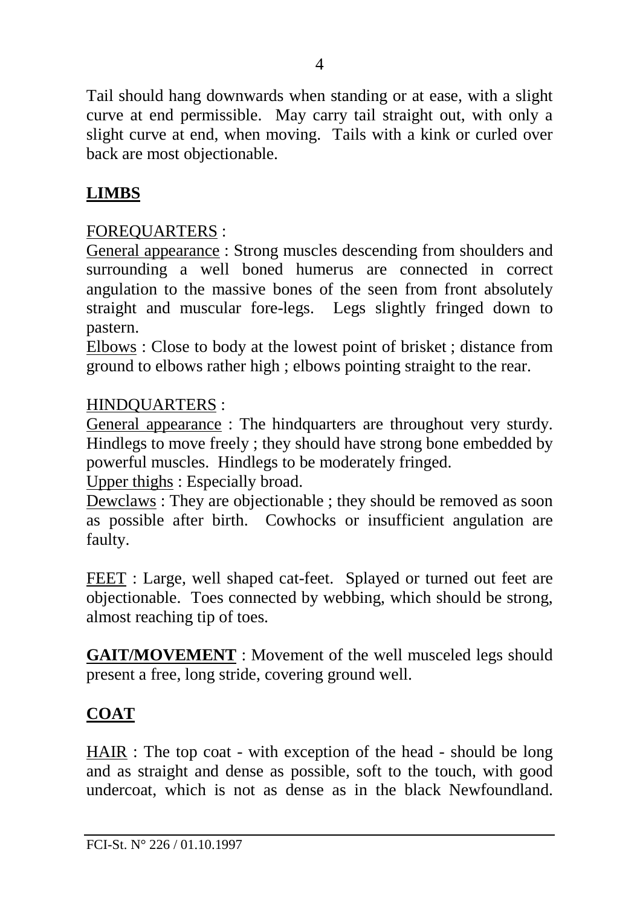Tail should hang downwards when standing or at ease, with a slight curve at end permissible. May carry tail straight out, with only a slight curve at end, when moving. Tails with a kink or curled over back are most objectionable.

## LIMBS

FOREQUARTERS :

General appearance : Strong muscles descending from shoulders and surrounding a well boned humerus are connected in correct angulation to the massive bones of the seen from front absolutely straight and muscular fore-legs. Legs slightly fringed down to pastern.

Elbows : Close to body at the lowest point of brisket ; distance from ground to elbows rather high ; elbows pointing straight to the rear.

HINDQUARTERS :

General appearance : The hindquarters are throughout very sturdy. Hindlegs to move freely ; they should have strong bone embedded by powerful muscles. Hindlegs to be moderately fringed.

Upper thighs : Especially broad.

Dewclaws : They are objectionable ; they should be removed as soon as possible after birth. Cowhocks or insufficient angulation are faulty.

FEET : Large, well shaped cat-feet. Splayed or turned out feet are objectionable. Toes connected by webbing, which should be strong, almost reaching tip of toes.

**GAIT/MOVEMENT** : Movement of the well musceled legs should present a free, long stride, covering ground well.

## COAT

HAIR : The top coat - with exception of the head - should be long and as straight and dense as possible, soft to the touch, with good undercoat, which is not as dense as in the black Newfoundland.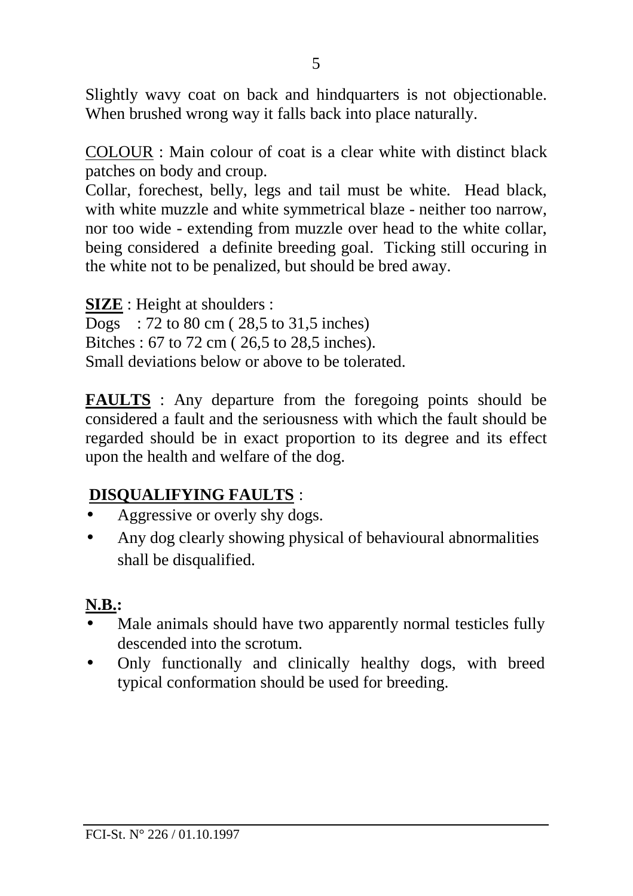Slightly wavy coat on back and hindquarters is not objectionable. When brushed wrong way it falls back into place naturally.

COLOUR : Main colour of coat is a clear white with distinct black patches on body and croup.
Collar, forechest, belly, legs and tail must be white. Head black, with white muzzle and white symmetrical blaze - neither too narrow, nor too wide - extending from muzzle over head to the white collar, being considered a definite breeding goal. Ticking still occuring in the white not to be penalized, but should be bred away.

**SIZE** : Height at shoulders :
Dogs : 72 to 80 cm ( 28,5 to 31,5 inches)
Bitches : 67 to 72 cm ( 26,5 to 28,5 inches).
Small deviations below or above to be tolerated.

**FAULTS** : Any departure from the foregoing points should be considered a fault and the seriousness with which the fault should be regarded should be in exact proportion to its degree and its effect upon the health and welfare of the dog.

**DISQUALIFYING FAULTS** :

- Aggressive or overly shy dogs.
- Any dog clearly showing physical of behavioural abnormalities shall be disqualified.

**N.B.:**

- Male animals should have two apparently normal testicles fully descended into the scrotum.
- Only functionally and clinically healthy dogs, with breed typical conformation should be used for breeding.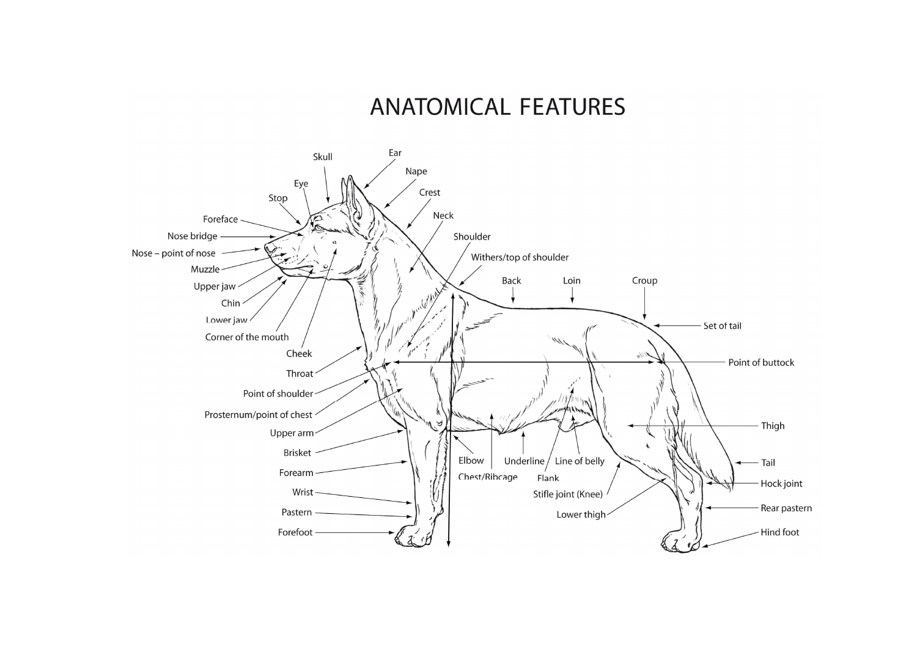# ANATOMICAL FEATURES

Skull
Ear
Nape
Eye
Stop
Crest
Neck
Foreface
Nose bridge
Shoulder
Nose – point of nose
Withers/top of shoulder
Muzzle
Upper jaw
Back
Loin
Croup
Chin
Lower jaw
Set of tail
Corner of the mouth
Cheek
Point of buttock
Throat
Point of shoulder
Prosternum/point of chest
Thigh
Upper arm
Brisket
Elbow
Underline
Line of belly
Tail
Forearm
Chest/Ribcage
Flank
Hock joint
Wrist
Stifle joint (Knee)
Rear pastern
Pastern
Lower thigh
Forefoot
Hind foot